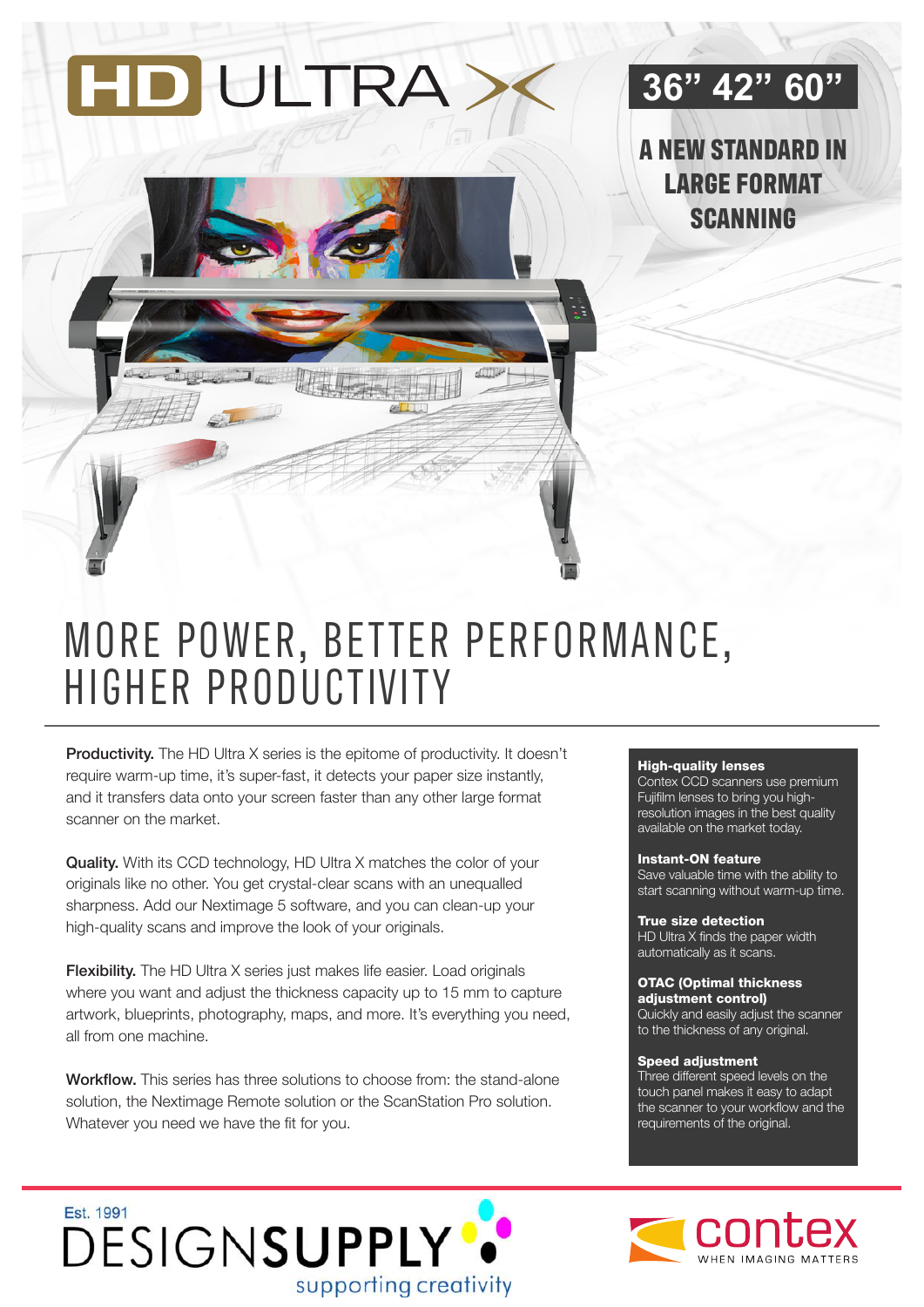# HD ULTRA X

**36" 42" 60"**

## A NEW STANDARD IN LARGE FORMAT SCANNING

# MORE POWER, BETTER PERFORMANCE, HIGHER PRODUCTIVITY

**Productivity.** The HD Ultra X series is the epitome of productivity. It doesn't require warm-up time, it's super-fast, it detects your paper size instantly, and it transfers data onto your screen faster than any other large format scanner on the market.

**Quality.** With its CCD technology, HD Ultra X matches the color of your originals like no other. You get crystal-clear scans with an unequalled sharpness. Add our Nextimage 5 software, and you can clean-up your high-quality scans and improve the look of your originals.

**Flexibility.** The HD Ultra X series just makes life easier. Load originals where you want and adjust the thickness capacity up to 15 mm to capture artwork, blueprints, photography, maps, and more. It's everything you need, all from one machine.

**Workflow.** This series has three solutions to choose from: the stand-alone solution, the Nextimage Remote solution or the ScanStation Pro solution. Whatever you need we have the fit for you.

**High-quality lenses**
Contex CCD scanners use premium Fujifilm lenses to bring you high-resolution images in the best quality available on the market today.

**Instant-ON feature**
Save valuable time with the ability to start scanning without warm-up time.

**True size detection**
HD Ultra X finds the paper width automatically as it scans.

**OTAC (Optimal thickness adjustment control)**
Quickly and easily adjust the scanner to the thickness of any original.

**Speed adjustment**
Three different speed levels on the touch panel makes it easy to adapt the scanner to your workflow and the requirements of the original.

Est. 1991 DESIGNSUPPLY supporting creativity

contex WHEN IMAGING MATTERS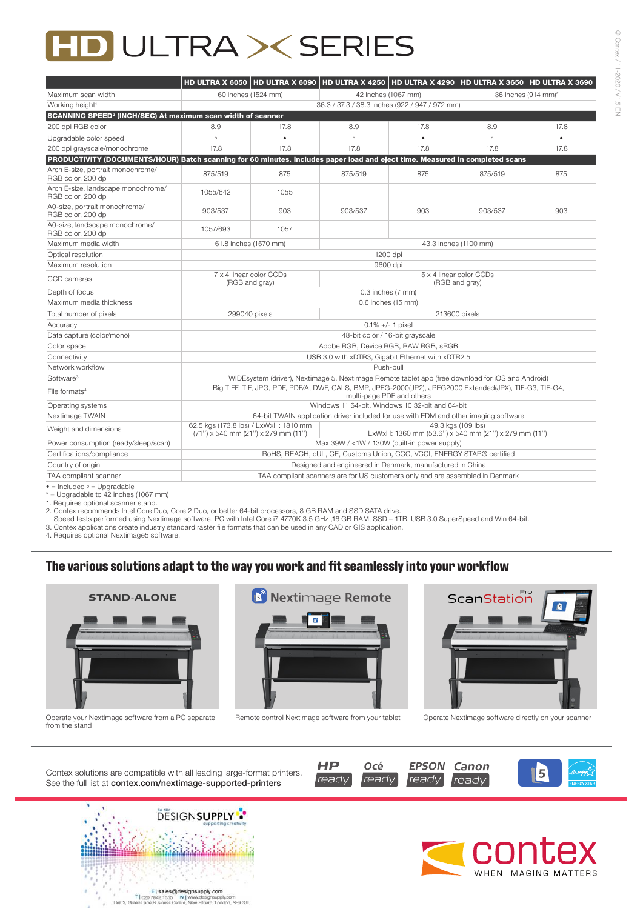# HD ULTRA X SERIES

| | HD ULTRA X 6050 | HD ULTRA X 6090 | HD ULTRA X 4250 | HD ULTRA X 4290 | HD ULTRA X 3650 | HD ULTRA X 3690 |
|---|---|---|---|---|---|---|
| Maximum scan width | 60 inches (1524 mm) | | 42 inches (1067 mm) | | 36 inches (914 mm)* | |
| Working height[1] | 36.3 / 37.3 / 38.3 inches (922 / 947 / 972 mm) | | | | | |
| **SCANNING SPEED[2] (INCH/SEC) At maximum scan width of scanner** | | | | | | |
| 200 dpi RGB color | 8.9 | 17.8 | 8.9 | 17.8 | 8.9 | 17.8 |
| Upgradable color speed | ◦ | • | ◦ | • | ◦ | • |
| 200 dpi grayscale/monochrome | 17.8 | 17.8 | 17.8 | 17.8 | 17.8 | 17.8 |
| **PRODUCTIVITY (DOCUMENTS/HOUR) Batch scanning for 60 minutes. Includes paper load and eject time. Measured in completed scans** | | | | | | |
| Arch E-size, portrait monochrome/ RGB color, 200 dpi | 875/519 | 875 | 875/519 | 875 | 875/519 | 875 |
| Arch E-size, landscape monochrome/ RGB color, 200 dpi | 1055/642 | 1055 | | | | |
| A0-size, portrait monochrome/ RGB color, 200 dpi | 903/537 | 903 | 903/537 | 903 | 903/537 | 903 |
| A0-size, landscape monochrome/ RGB color, 200 dpi | 1057/693 | 1057 | | | | |
| Maximum media width | 61.8 inches (1570 mm) | | 43.3 inches (1100 mm) | | | |
| Optical resolution | 1200 dpi | | | | | |
| Maximum resolution | 9600 dpi | | | | | |
| CCD cameras | 7 x 4 linear color CCDs (RGB and gray) | | 5 x 4 linear color CCDs (RGB and gray) | | | |
| Depth of focus | 0.3 inches (7 mm) | | | | | |
| Maximum media thickness | 0.6 inches (15 mm) | | | | | |
| Total number of pixels | 299040 pixels | | 213600 pixels | | | |
| Accuracy | 0.1% +/- 1 pixel | | | | | |
| Data capture (color/mono) | 48-bit color / 16-bit grayscale | | | | | |
| Color space | Adobe RGB, Device RGB, RAW RGB, sRGB | | | | | |
| Connectivity | USB 3.0 with xDTR3, Gigabit Ethernet with xDTR2.5 | | | | | |
| Network workflow | Push-pull | | | | | |
| Software[3] | WIDEsystem (driver), Nextimage 5, Nextimage Remote tablet app (free download for iOS and Android) | | | | | |
| File formats[4] | Big TIFF, TIF, JPG, PDF, PDF/A, DWF, CALS, BMP, JPEG-2000(JP2), JPEG2000 Extended(JPX), TIF-G3, TIF-G4, multi-page PDF and others | | | | | |
| Operating systems | Windows 11 64-bit, Windows 10 32-bit and 64-bit | | | | | |
| Nextimage TWAIN | 64-bit TWAIN application driver included for use with EDM and other imaging software | | | | | |
| Weight and dimensions | 62.5 kgs (173.8 lbs) / LxWxH: 1810 mm (71") x 540 mm (21") x 279 mm (11") | | 49.3 kgs (109 lbs) LxWxH: 1360 mm (53.6") x 540 mm (21") x 279 mm (11") | | | |
| Power consumption (ready/sleep/scan) | Max 39W / <1W / 130W (built-in power supply) | | | | | |
| Certifications/compliance | RoHS, REACH, cUL, CE, Customs Union, CCC, VCCI, ENERGY STAR® certified | | | | | |
| Country of origin | Designed and engineered in Denmark, manufactured in China | | | | | |
| TAA compliant scanner | TAA compliant scanners are for US customers only and are assembled in Denmark | | | | | |

• = Included ◦ = Upgradable
* = Upgradable to 42 inches (1067 mm)
1. Requires optional scanner stand.
2. Contex recommends Intel Core Duo, Core 2 Duo, or better 64-bit processors, 8 GB RAM and SSD SATA drive.
Speed tests performed using Nextimage software, PC with Intel Core i7 4770K 3.5 GHz ,16 GB RAM, SSD – 1TB, USB 3.0 SuperSpeed and Win 64-bit.
3. Contex applications create industry standard raster file formats that can be used in any CAD or GIS application.
4. Requires optional Nextimage5 software.

## The various solutions adapt to the way you work and fit seamlessly into your workflow

**STAND-ALONE**

Operate your Nextimage software from a PC separate from the stand

**Nextimage Remote**

Remote control Nextimage software from your tablet

**ScanStation Pro**

Operate Nextimage software directly on your scanner

Contex solutions are compatible with all leading large-format printers.
See the full list at **contex.com/nextimage-supported-printers**

HP ready · Océ ready · EPSON ready · Canon ready

DESIGNSUPPLY supporting creativity
E | sales@designsupply.com
T | 020 7842 1555 W | www.designsupply.com
Unit 2, Green Lane Business Centre, New Eltham, London, SE9 3TL

contex — WHEN IMAGING MATTERS

© Contex / 11-2020 / V1.5 EN